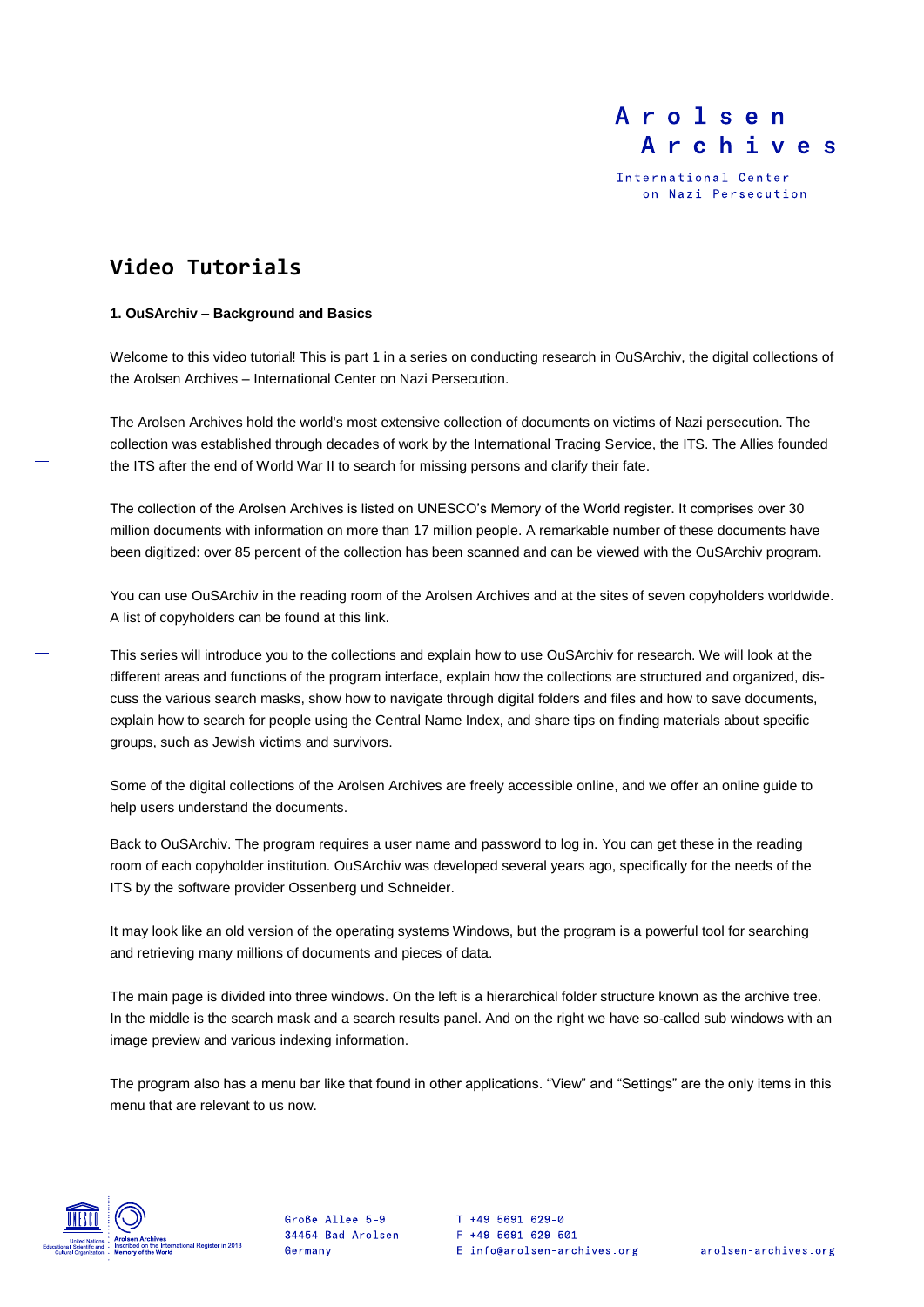# Video Tutorials

**1. OuSArchiv – Background and Basics**

Welcome to this video tutorial! This is part 1 in a series on conducting research in OuSArchiv, the digital collections of the Arolsen Archives – International Center on Nazi Persecution.

The Arolsen Archives hold the world's most extensive collection of documents on victims of Nazi persecution. The collection was established through decades of work by the International Tracing Service, the ITS. The Allies founded the ITS after the end of World War II to search for missing persons and clarify their fate.

The collection of the Arolsen Archives is listed on UNESCO's Memory of the World register. It comprises over 30 million documents with information on more than 17 million people. A remarkable number of these documents have been digitized: over 85 percent of the collection has been scanned and can be viewed with the OuSArchiv program.

You can use OuSArchiv in the reading room of the Arolsen Archives and at the sites of seven copyholders worldwide. A list of copyholders can be found at this link.

This series will introduce you to the collections and explain how to use OuSArchiv for research. We will look at the different areas and functions of the program interface, explain how the collections are structured and organized, discuss the various search masks, show how to navigate through digital folders and files and how to save documents, explain how to search for people using the Central Name Index, and share tips on finding materials about specific groups, such as Jewish victims and survivors.

Some of the digital collections of the Arolsen Archives are freely accessible online, and we offer an online guide to help users understand the documents.

Back to OuSArchiv. The program requires a user name and password to log in. You can get these in the reading room of each copyholder institution. OuSArchiv was developed several years ago, specifically for the needs of the ITS by the software provider Ossenberg und Schneider.

It may look like an old version of the operating systems Windows, but the program is a powerful tool for searching and retrieving many millions of documents and pieces of data.

The main page is divided into three windows. On the left is a hierarchical folder structure known as the archive tree. In the middle is the search mask and a search results panel. And on the right we have so-called sub windows with an image preview and various indexing information.

The program also has a menu bar like that found in other applications. "View" and "Settings" are the only items in this menu that are relevant to us now.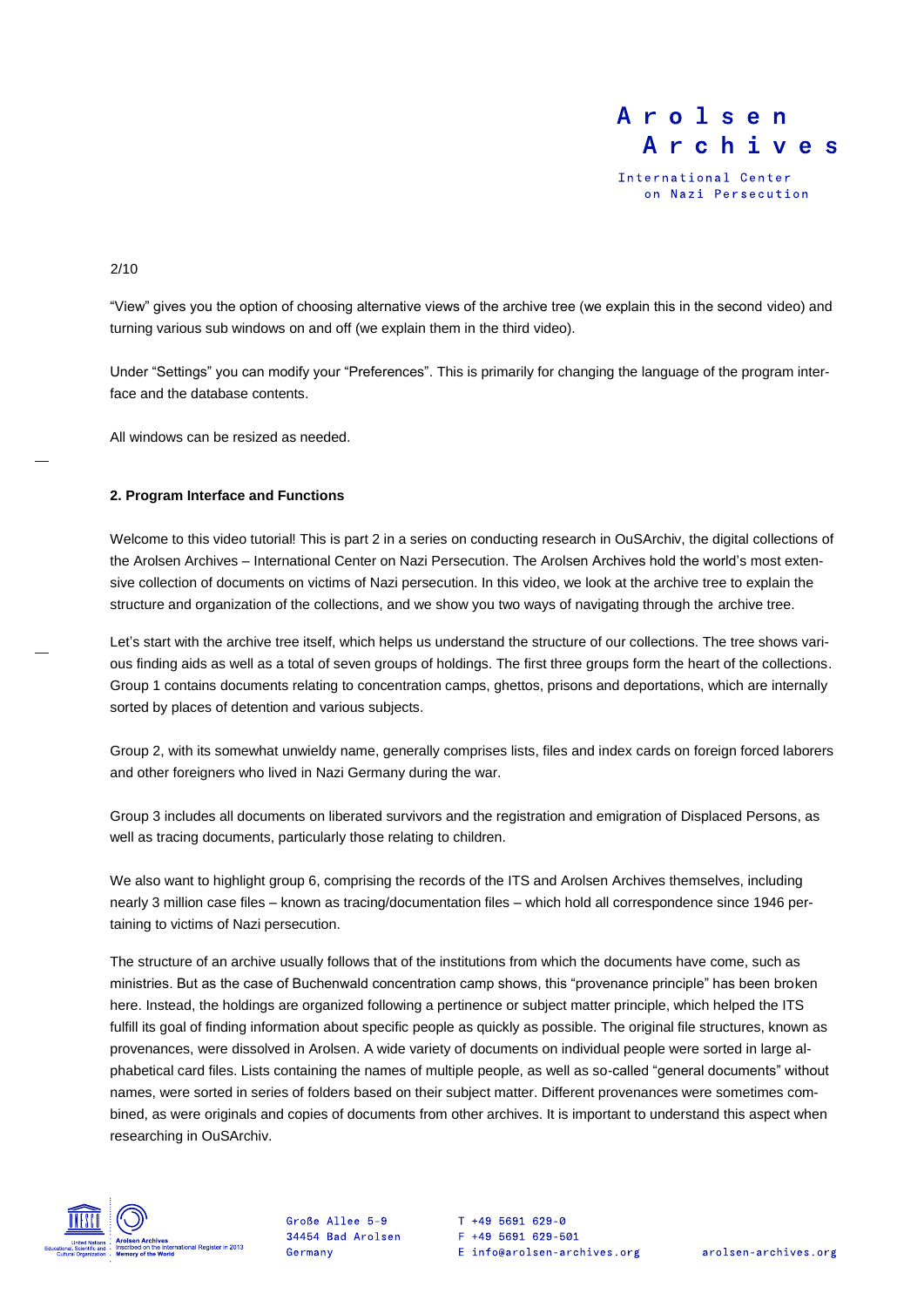“View” gives you the option of choosing alternative views of the archive tree (we explain this in the second video) and turning various sub windows on and off (we explain them in the third video).

Under “Settings” you can modify your “Preferences”. This is primarily for changing the language of the program interface and the database contents.

All windows can be resized as needed.

**2. Program Interface and Functions**

Welcome to this video tutorial! This is part 2 in a series on conducting research in OuSArchiv, the digital collections of the Arolsen Archives – International Center on Nazi Persecution. The Arolsen Archives hold the world’s most extensive collection of documents on victims of Nazi persecution. In this video, we look at the archive tree to explain the structure and organization of the collections, and we show you two ways of navigating through the archive tree.

Let’s start with the archive tree itself, which helps us understand the structure of our collections. The tree shows various finding aids as well as a total of seven groups of holdings. The first three groups form the heart of the collections. Group 1 contains documents relating to concentration camps, ghettos, prisons and deportations, which are internally sorted by places of detention and various subjects.

Group 2, with its somewhat unwieldy name, generally comprises lists, files and index cards on foreign forced laborers and other foreigners who lived in Nazi Germany during the war.

Group 3 includes all documents on liberated survivors and the registration and emigration of Displaced Persons, as well as tracing documents, particularly those relating to children.

We also want to highlight group 6, comprising the records of the ITS and Arolsen Archives themselves, including nearly 3 million case files – known as tracing/documentation files – which hold all correspondence since 1946 pertaining to victims of Nazi persecution.

The structure of an archive usually follows that of the institutions from which the documents have come, such as ministries. But as the case of Buchenwald concentration camp shows, this “provenance principle” has been broken here. Instead, the holdings are organized following a pertinence or subject matter principle, which helped the ITS fulfill its goal of finding information about specific people as quickly as possible. The original file structures, known as provenances, were dissolved in Arolsen. A wide variety of documents on individual people were sorted in large alphabetical card files. Lists containing the names of multiple people, as well as so-called “general documents” without names, were sorted in series of folders based on their subject matter. Different provenances were sometimes combined, as were originals and copies of documents from other archives. It is important to understand this aspect when researching in OuSArchiv.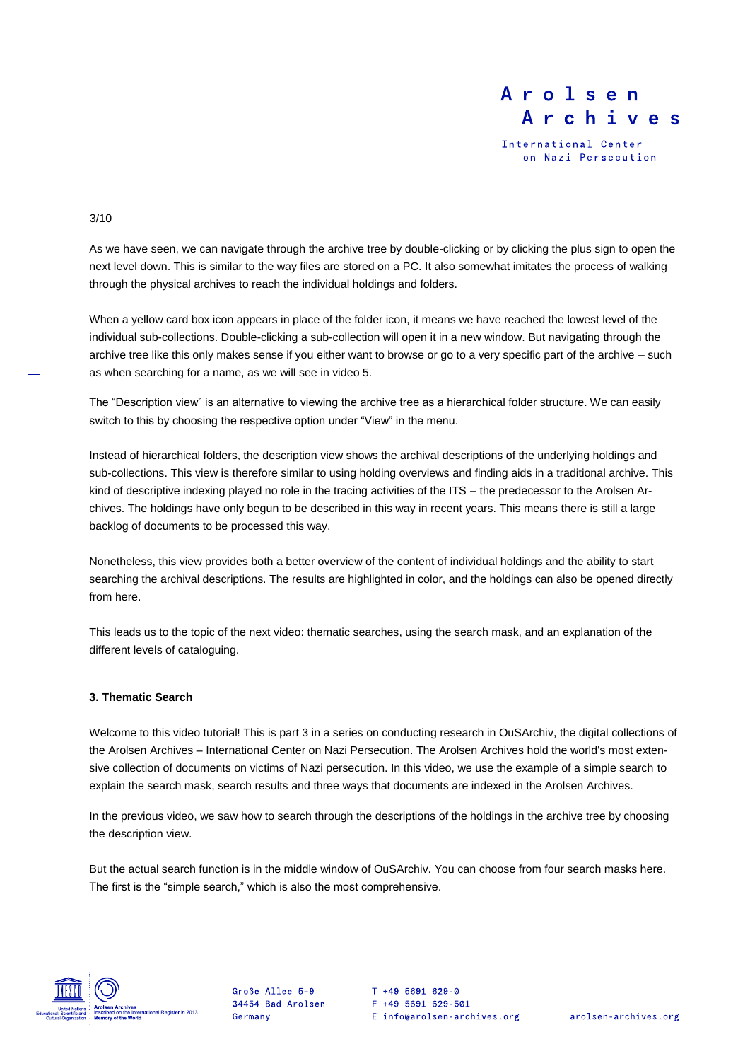As we have seen, we can navigate through the archive tree by double-clicking or by clicking the plus sign to open the next level down. This is similar to the way files are stored on a PC. It also somewhat imitates the process of walking through the physical archives to reach the individual holdings and folders.

When a yellow card box icon appears in place of the folder icon, it means we have reached the lowest level of the individual sub-collections. Double-clicking a sub-collection will open it in a new window. But navigating through the archive tree like this only makes sense if you either want to browse or go to a very specific part of the archive – such as when searching for a name, as we will see in video 5.

The "Description view" is an alternative to viewing the archive tree as a hierarchical folder structure. We can easily switch to this by choosing the respective option under "View" in the menu.

Instead of hierarchical folders, the description view shows the archival descriptions of the underlying holdings and sub-collections. This view is therefore similar to using holding overviews and finding aids in a traditional archive. This kind of descriptive indexing played no role in the tracing activities of the ITS – the predecessor to the Arolsen Archives. The holdings have only begun to be described in this way in recent years. This means there is still a large backlog of documents to be processed this way.

Nonetheless, this view provides both a better overview of the content of individual holdings and the ability to start searching the archival descriptions. The results are highlighted in color, and the holdings can also be opened directly from here.

This leads us to the topic of the next video: thematic searches, using the search mask, and an explanation of the different levels of cataloguing.

### 3. Thematic Search

Welcome to this video tutorial! This is part 3 in a series on conducting research in OuSArchiv, the digital collections of the Arolsen Archives – International Center on Nazi Persecution. The Arolsen Archives hold the world's most extensive collection of documents on victims of Nazi persecution. In this video, we use the example of a simple search to explain the search mask, search results and three ways that documents are indexed in the Arolsen Archives.

In the previous video, we saw how to search through the descriptions of the holdings in the archive tree by choosing the description view.

But the actual search function is in the middle window of OuSArchiv. You can choose from four search masks here. The first is the "simple search," which is also the most comprehensive.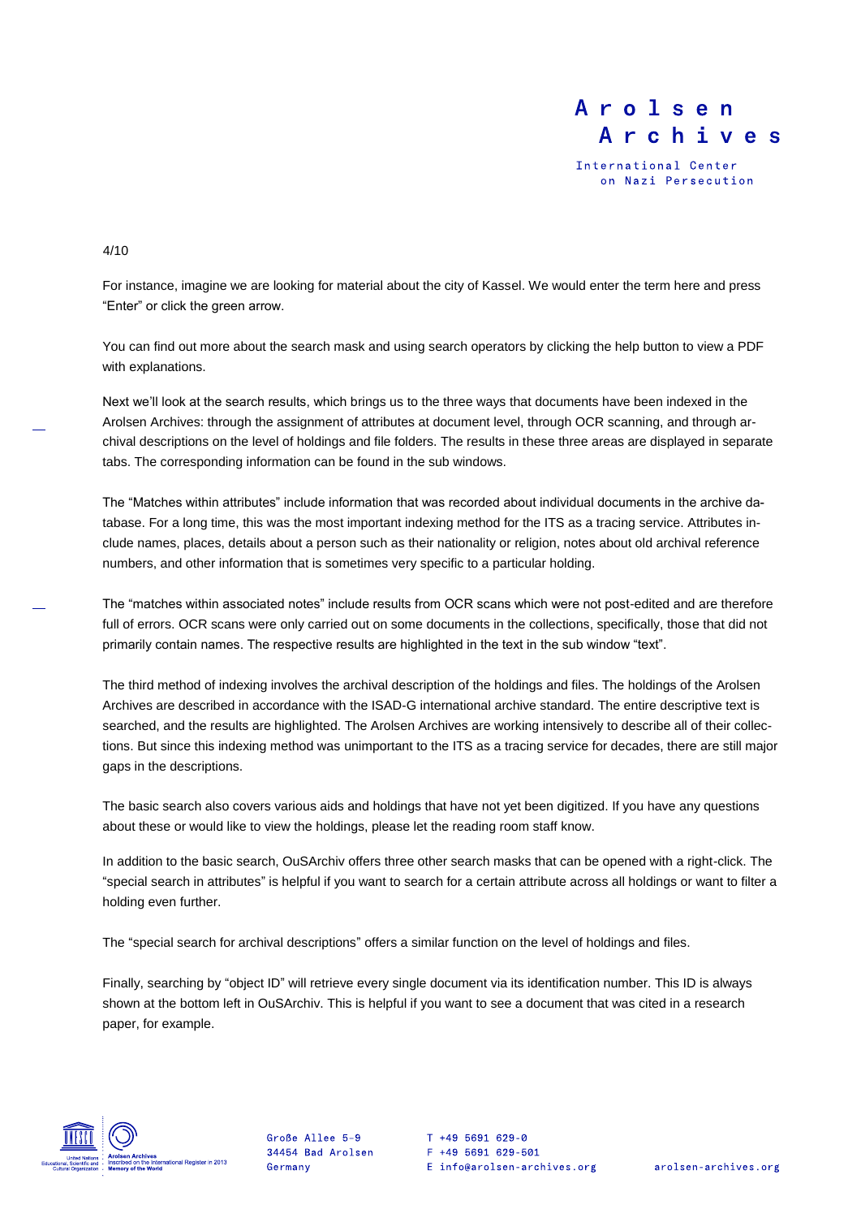For instance, imagine we are looking for material about the city of Kassel. We would enter the term here and press "Enter" or click the green arrow.

You can find out more about the search mask and using search operators by clicking the help button to view a PDF with explanations.

Next we'll look at the search results, which brings us to the three ways that documents have been indexed in the Arolsen Archives: through the assignment of attributes at document level, through OCR scanning, and through archival descriptions on the level of holdings and file folders. The results in these three areas are displayed in separate tabs. The corresponding information can be found in the sub windows.

The "Matches within attributes" include information that was recorded about individual documents in the archive database. For a long time, this was the most important indexing method for the ITS as a tracing service. Attributes include names, places, details about a person such as their nationality or religion, notes about old archival reference numbers, and other information that is sometimes very specific to a particular holding.

The "matches within associated notes" include results from OCR scans which were not post-edited and are therefore full of errors. OCR scans were only carried out on some documents in the collections, specifically, those that did not primarily contain names. The respective results are highlighted in the text in the sub window "text".

The third method of indexing involves the archival description of the holdings and files. The holdings of the Arolsen Archives are described in accordance with the ISAD-G international archive standard. The entire descriptive text is searched, and the results are highlighted. The Arolsen Archives are working intensively to describe all of their collections. But since this indexing method was unimportant to the ITS as a tracing service for decades, there are still major gaps in the descriptions.

The basic search also covers various aids and holdings that have not yet been digitized. If you have any questions about these or would like to view the holdings, please let the reading room staff know.

In addition to the basic search, OuSArchiv offers three other search masks that can be opened with a right-click. The "special search in attributes" is helpful if you want to search for a certain attribute across all holdings or want to filter a holding even further.

The "special search for archival descriptions" offers a similar function on the level of holdings and files.

Finally, searching by "object ID" will retrieve every single document via its identification number. This ID is always shown at the bottom left in OuSArchiv. This is helpful if you want to see a document that was cited in a research paper, for example.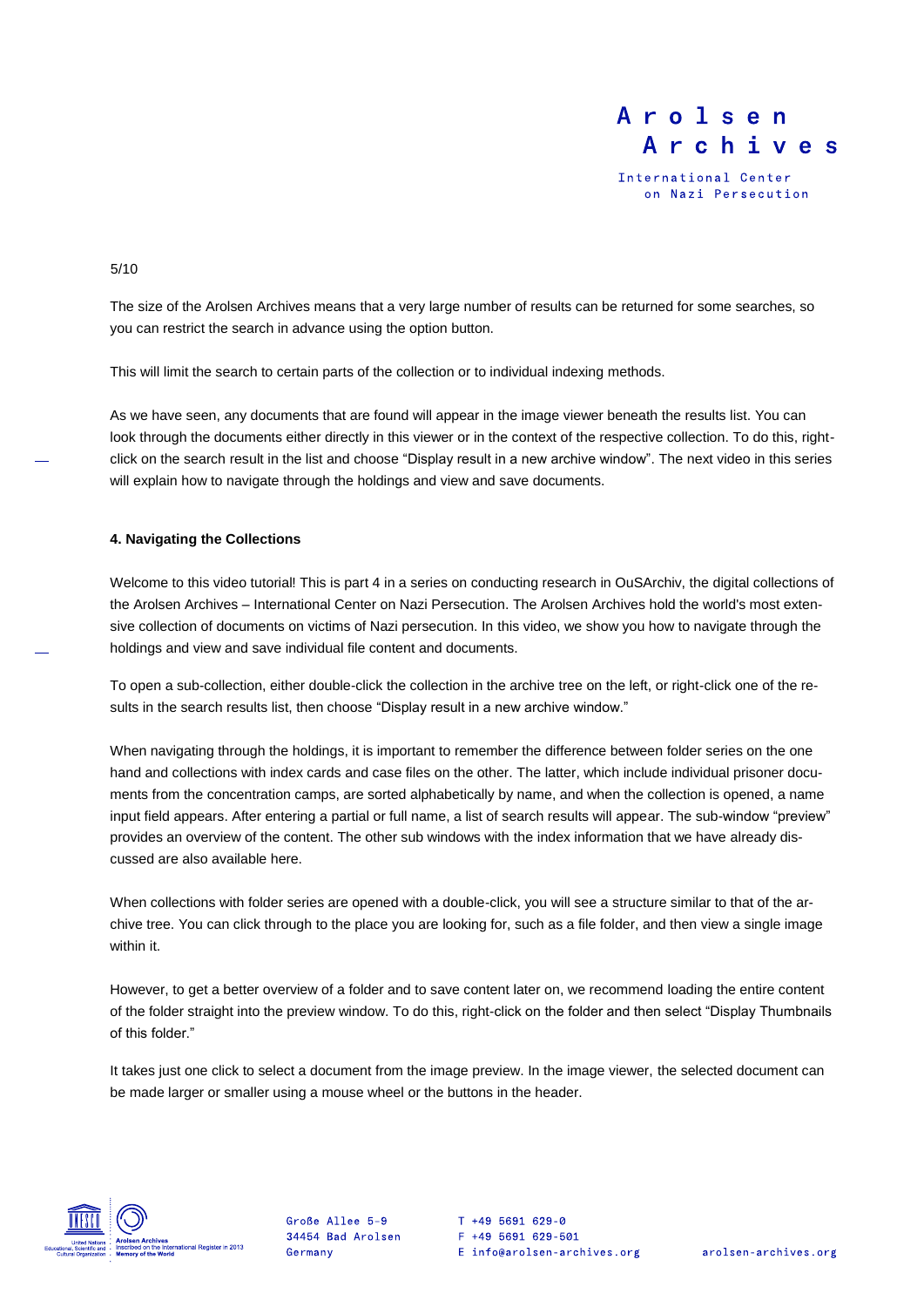The size of the Arolsen Archives means that a very large number of results can be returned for some searches, so you can restrict the search in advance using the option button.

This will limit the search to certain parts of the collection or to individual indexing methods.

As we have seen, any documents that are found will appear in the image viewer beneath the results list. You can look through the documents either directly in this viewer or in the context of the respective collection. To do this, right-click on the search result in the list and choose “Display result in a new archive window”. The next video in this series will explain how to navigate through the holdings and view and save documents.

### 4. Navigating the Collections

Welcome to this video tutorial! This is part 4 in a series on conducting research in OuSArchiv, the digital collections of the Arolsen Archives – International Center on Nazi Persecution. The Arolsen Archives hold the world's most extensive collection of documents on victims of Nazi persecution. In this video, we show you how to navigate through the holdings and view and save individual file content and documents.

To open a sub-collection, either double-click the collection in the archive tree on the left, or right-click one of the results in the search results list, then choose “Display result in a new archive window.”

When navigating through the holdings, it is important to remember the difference between folder series on the one hand and collections with index cards and case files on the other. The latter, which include individual prisoner documents from the concentration camps, are sorted alphabetically by name, and when the collection is opened, a name input field appears. After entering a partial or full name, a list of search results will appear. The sub-window “preview” provides an overview of the content. The other sub windows with the index information that we have already discussed are also available here.

When collections with folder series are opened with a double-click, you will see a structure similar to that of the archive tree. You can click through to the place you are looking for, such as a file folder, and then view a single image within it.

However, to get a better overview of a folder and to save content later on, we recommend loading the entire content of the folder straight into the preview window. To do this, right-click on the folder and then select “Display Thumbnails of this folder.”

It takes just one click to select a document from the image preview. In the image viewer, the selected document can be made larger or smaller using a mouse wheel or the buttons in the header.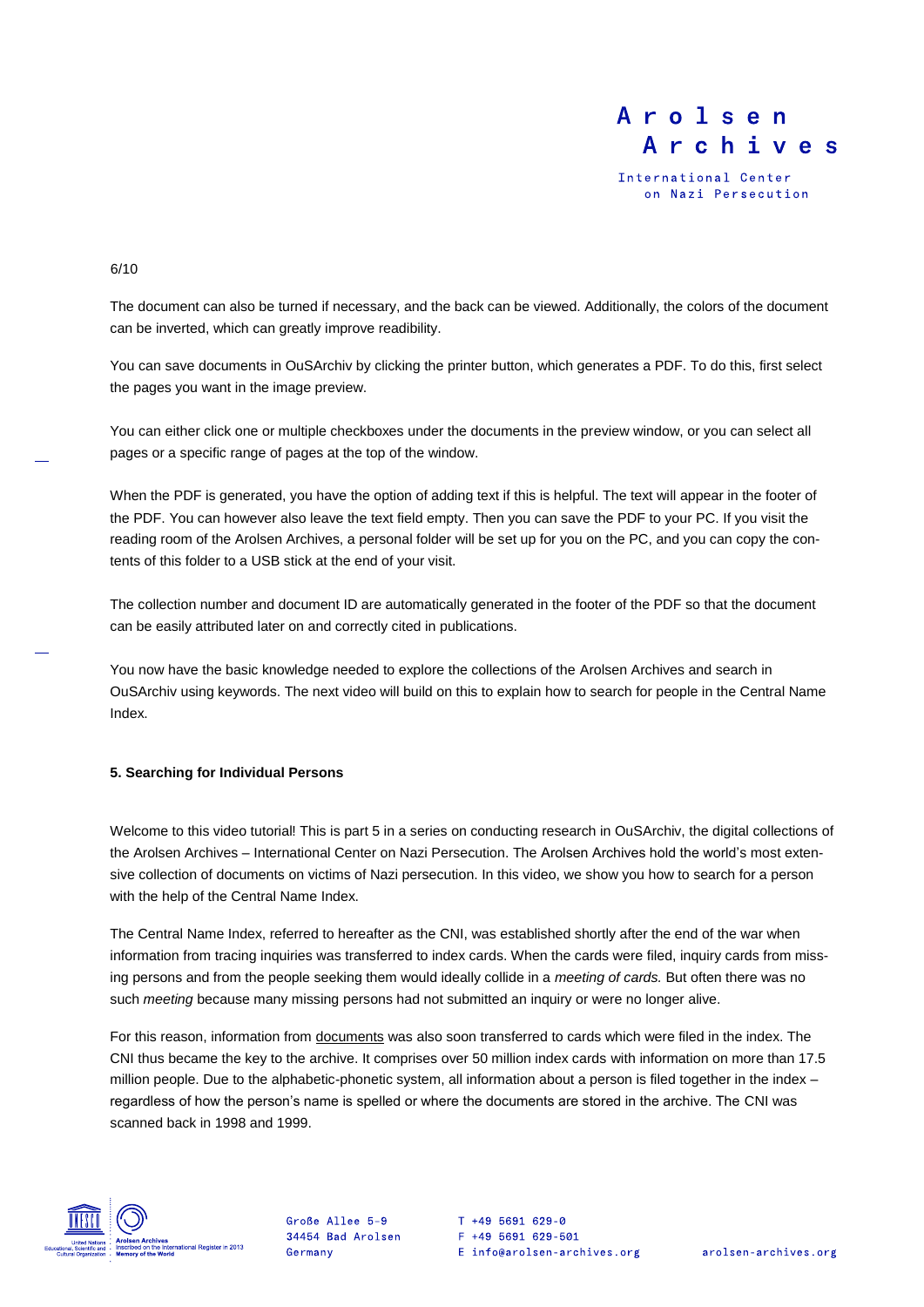The document can also be turned if necessary, and the back can be viewed. Additionally, the colors of the document can be inverted, which can greatly improve readibility.

You can save documents in OuSArchiv by clicking the printer button, which generates a PDF. To do this, first select the pages you want in the image preview.

You can either click one or multiple checkboxes under the documents in the preview window, or you can select all pages or a specific range of pages at the top of the window.

When the PDF is generated, you have the option of adding text if this is helpful. The text will appear in the footer of the PDF. You can however also leave the text field empty. Then you can save the PDF to your PC. If you visit the reading room of the Arolsen Archives, a personal folder will be set up for you on the PC, and you can copy the contents of this folder to a USB stick at the end of your visit.

The collection number and document ID are automatically generated in the footer of the PDF so that the document can be easily attributed later on and correctly cited in publications.

You now have the basic knowledge needed to explore the collections of the Arolsen Archives and search in OuSArchiv using keywords. The next video will build on this to explain how to search for people in the Central Name Index.

**5. Searching for Individual Persons**

Welcome to this video tutorial! This is part 5 in a series on conducting research in OuSArchiv, the digital collections of the Arolsen Archives – International Center on Nazi Persecution. The Arolsen Archives hold the world's most extensive collection of documents on victims of Nazi persecution. In this video, we show you how to search for a person with the help of the Central Name Index.

The Central Name Index, referred to hereafter as the CNI, was established shortly after the end of the war when information from tracing inquiries was transferred to index cards. When the cards were filed, inquiry cards from missing persons and from the people seeking them would ideally collide in a *meeting of cards.* But often there was no such *meeting* because many missing persons had not submitted an inquiry or were no longer alive.

For this reason, information from documents was also soon transferred to cards which were filed in the index. The CNI thus became the key to the archive. It comprises over 50 million index cards with information on more than 17.5 million people. Due to the alphabetic-phonetic system, all information about a person is filed together in the index – regardless of how the person's name is spelled or where the documents are stored in the archive. The CNI was scanned back in 1998 and 1999.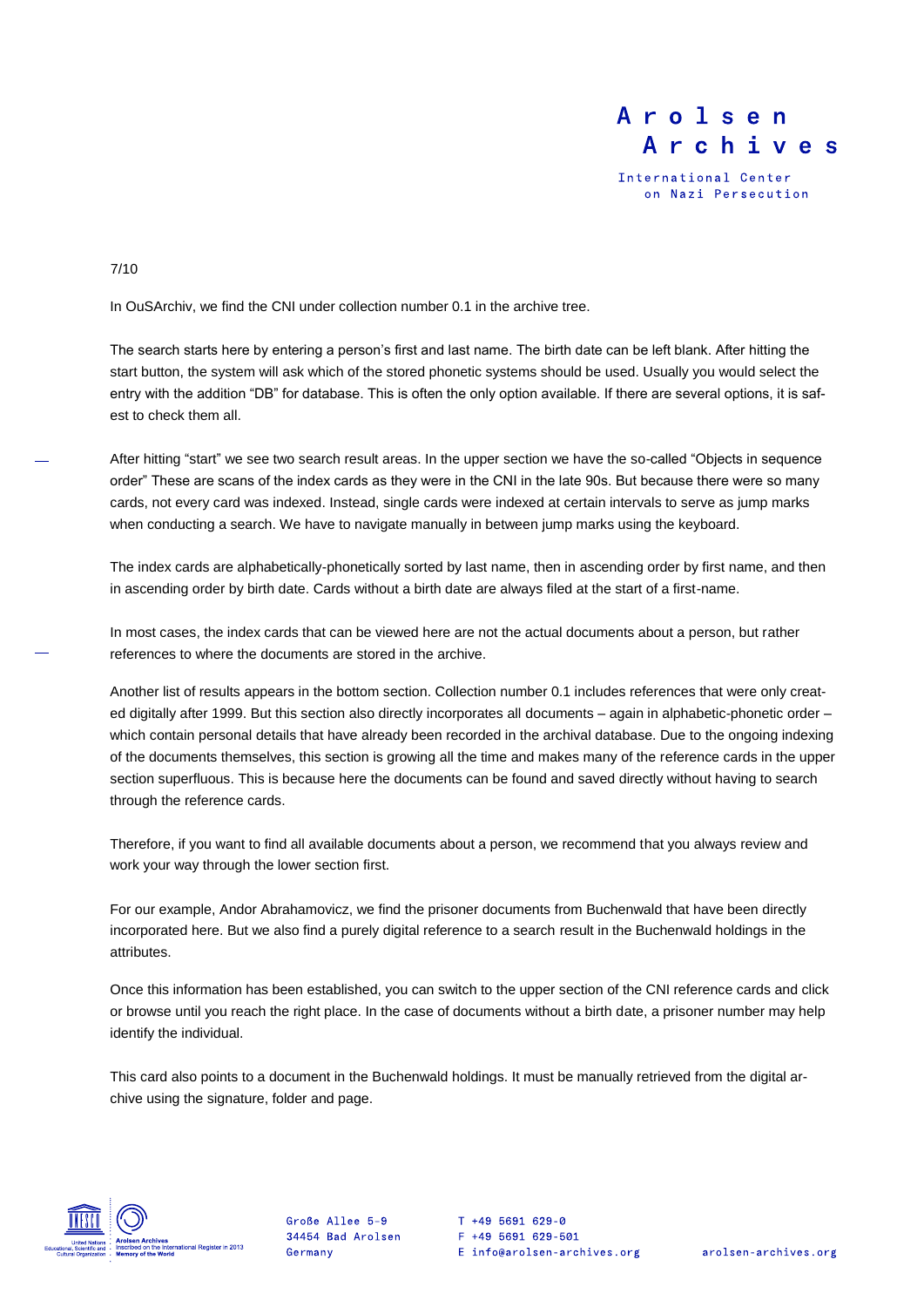In OuSArchiv, we find the CNI under collection number 0.1 in the archive tree.

The search starts here by entering a person's first and last name. The birth date can be left blank. After hitting the start button, the system will ask which of the stored phonetic systems should be used. Usually you would select the entry with the addition "DB" for database. This is often the only option available. If there are several options, it is safest to check them all.

After hitting "start" we see two search result areas. In the upper section we have the so-called "Objects in sequence order" These are scans of the index cards as they were in the CNI in the late 90s. But because there were so many cards, not every card was indexed. Instead, single cards were indexed at certain intervals to serve as jump marks when conducting a search. We have to navigate manually in between jump marks using the keyboard.

The index cards are alphabetically-phonetically sorted by last name, then in ascending order by first name, and then in ascending order by birth date. Cards without a birth date are always filed at the start of a first-name.

In most cases, the index cards that can be viewed here are not the actual documents about a person, but rather references to where the documents are stored in the archive.

Another list of results appears in the bottom section. Collection number 0.1 includes references that were only created digitally after 1999. But this section also directly incorporates all documents – again in alphabetic-phonetic order – which contain personal details that have already been recorded in the archival database. Due to the ongoing indexing of the documents themselves, this section is growing all the time and makes many of the reference cards in the upper section superfluous. This is because here the documents can be found and saved directly without having to search through the reference cards.

Therefore, if you want to find all available documents about a person, we recommend that you always review and work your way through the lower section first.

For our example, Andor Abrahamovicz, we find the prisoner documents from Buchenwald that have been directly incorporated here. But we also find a purely digital reference to a search result in the Buchenwald holdings in the attributes.

Once this information has been established, you can switch to the upper section of the CNI reference cards and click or browse until you reach the right place. In the case of documents without a birth date, a prisoner number may help identify the individual.

This card also points to a document in the Buchenwald holdings. It must be manually retrieved from the digital archive using the signature, folder and page.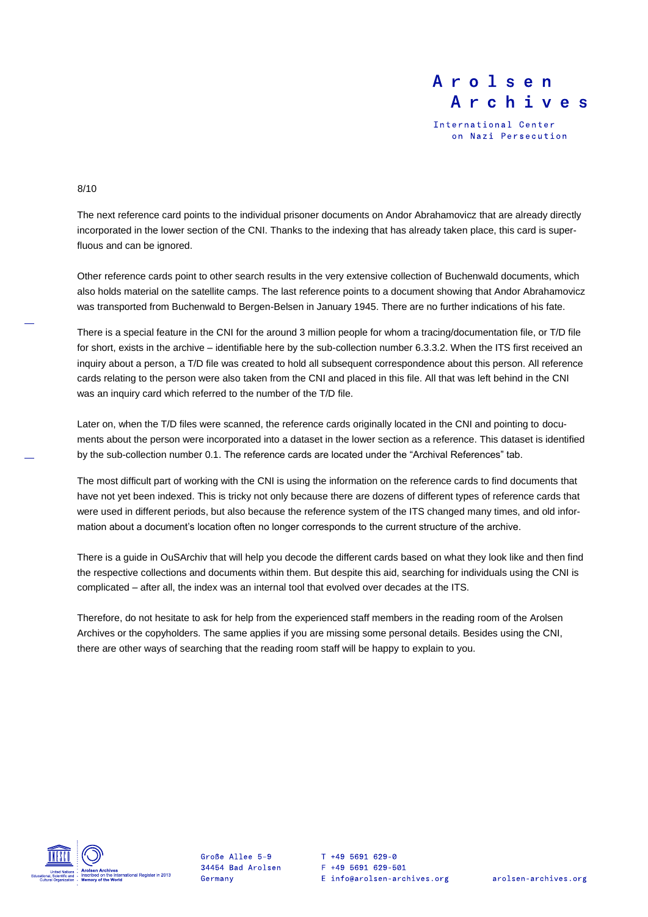The next reference card points to the individual prisoner documents on Andor Abrahamovicz that are already directly incorporated in the lower section of the CNI. Thanks to the indexing that has already taken place, this card is superfluous and can be ignored.

Other reference cards point to other search results in the very extensive collection of Buchenwald documents, which also holds material on the satellite camps. The last reference points to a document showing that Andor Abrahamovicz was transported from Buchenwald to Bergen-Belsen in January 1945. There are no further indications of his fate.

There is a special feature in the CNI for the around 3 million people for whom a tracing/documentation file, or T/D file for short, exists in the archive – identifiable here by the sub-collection number 6.3.3.2. When the ITS first received an inquiry about a person, a T/D file was created to hold all subsequent correspondence about this person. All reference cards relating to the person were also taken from the CNI and placed in this file. All that was left behind in the CNI was an inquiry card which referred to the number of the T/D file.

Later on, when the T/D files were scanned, the reference cards originally located in the CNI and pointing to documents about the person were incorporated into a dataset in the lower section as a reference. This dataset is identified by the sub-collection number 0.1. The reference cards are located under the "Archival References" tab.

The most difficult part of working with the CNI is using the information on the reference cards to find documents that have not yet been indexed. This is tricky not only because there are dozens of different types of reference cards that were used in different periods, but also because the reference system of the ITS changed many times, and old information about a document's location often no longer corresponds to the current structure of the archive.

There is a guide in OuSArchiv that will help you decode the different cards based on what they look like and then find the respective collections and documents within them. But despite this aid, searching for individuals using the CNI is complicated – after all, the index was an internal tool that evolved over decades at the ITS.

Therefore, do not hesitate to ask for help from the experienced staff members in the reading room of the Arolsen Archives or the copyholders. The same applies if you are missing some personal details. Besides using the CNI, there are other ways of searching that the reading room staff will be happy to explain to you.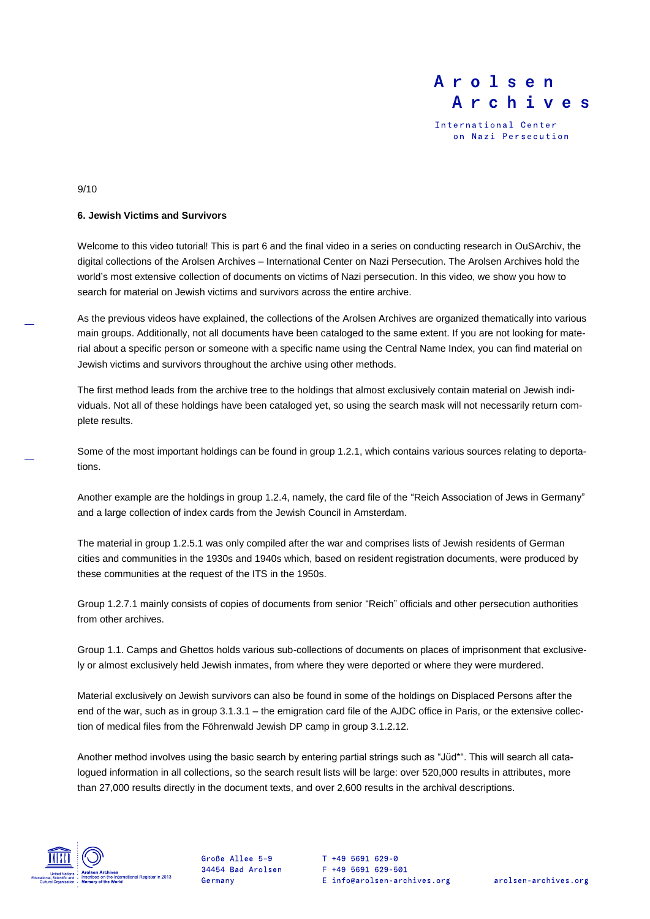### 6. Jewish Victims and Survivors

Welcome to this video tutorial! This is part 6 and the final video in a series on conducting research in OuSArchiv, the digital collections of the Arolsen Archives – International Center on Nazi Persecution. The Arolsen Archives hold the world's most extensive collection of documents on victims of Nazi persecution. In this video, we show you how to search for material on Jewish victims and survivors across the entire archive.

As the previous videos have explained, the collections of the Arolsen Archives are organized thematically into various main groups. Additionally, not all documents have been cataloged to the same extent. If you are not looking for material about a specific person or someone with a specific name using the Central Name Index, you can find material on Jewish victims and survivors throughout the archive using other methods.

The first method leads from the archive tree to the holdings that almost exclusively contain material on Jewish individuals. Not all of these holdings have been cataloged yet, so using the search mask will not necessarily return complete results.

Some of the most important holdings can be found in group 1.2.1, which contains various sources relating to deportations.

Another example are the holdings in group 1.2.4, namely, the card file of the "Reich Association of Jews in Germany" and a large collection of index cards from the Jewish Council in Amsterdam.

The material in group 1.2.5.1 was only compiled after the war and comprises lists of Jewish residents of German cities and communities in the 1930s and 1940s which, based on resident registration documents, were produced by these communities at the request of the ITS in the 1950s.

Group 1.2.7.1 mainly consists of copies of documents from senior "Reich" officials and other persecution authorities from other archives.

Group 1.1. Camps and Ghettos holds various sub-collections of documents on places of imprisonment that exclusively or almost exclusively held Jewish inmates, from where they were deported or where they were murdered.

Material exclusively on Jewish survivors can also be found in some of the holdings on Displaced Persons after the end of the war, such as in group 3.1.3.1 – the emigration card file of the AJDC office in Paris, or the extensive collection of medical files from the Föhrenwald Jewish DP camp in group 3.1.2.12.

Another method involves using the basic search by entering partial strings such as "Jüd*". This will search all catalogued information in all collections, so the search result lists will be large: over 520,000 results in attributes, more than 27,000 results directly in the document texts, and over 2,600 results in the archival descriptions.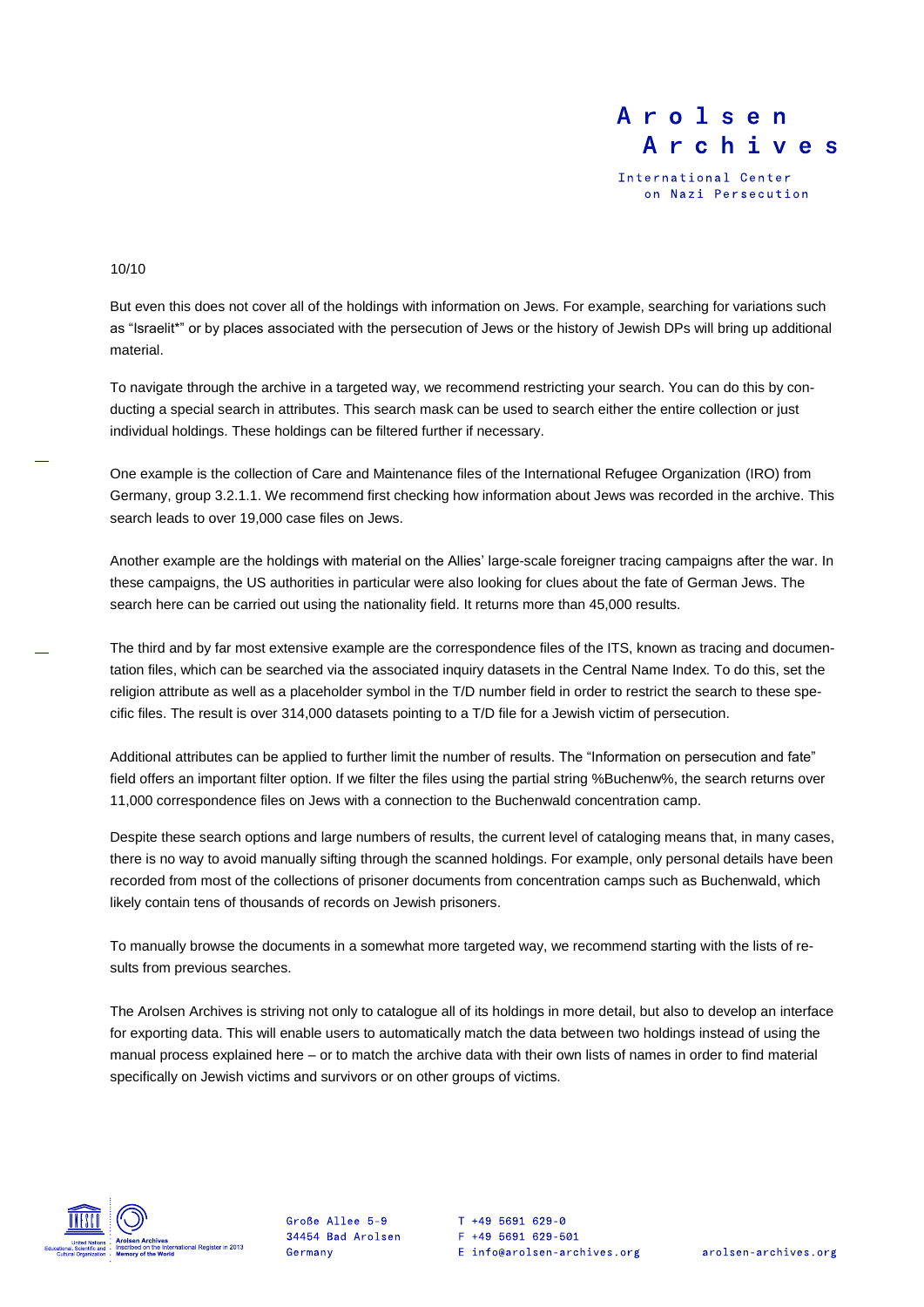But even this does not cover all of the holdings with information on Jews. For example, searching for variations such as "Israelit*" or by places associated with the persecution of Jews or the history of Jewish DPs will bring up additional material.

To navigate through the archive in a targeted way, we recommend restricting your search. You can do this by conducting a special search in attributes. This search mask can be used to search either the entire collection or just individual holdings. These holdings can be filtered further if necessary.

One example is the collection of Care and Maintenance files of the International Refugee Organization (IRO) from Germany, group 3.2.1.1. We recommend first checking how information about Jews was recorded in the archive. This search leads to over 19,000 case files on Jews.

Another example are the holdings with material on the Allies' large-scale foreigner tracing campaigns after the war. In these campaigns, the US authorities in particular were also looking for clues about the fate of German Jews. The search here can be carried out using the nationality field. It returns more than 45,000 results.

The third and by far most extensive example are the correspondence files of the ITS, known as tracing and documentation files, which can be searched via the associated inquiry datasets in the Central Name Index. To do this, set the religion attribute as well as a placeholder symbol in the T/D number field in order to restrict the search to these specific files. The result is over 314,000 datasets pointing to a T/D file for a Jewish victim of persecution.

Additional attributes can be applied to further limit the number of results. The "Information on persecution and fate" field offers an important filter option. If we filter the files using the partial string %Buchenw%, the search returns over 11,000 correspondence files on Jews with a connection to the Buchenwald concentration camp.

Despite these search options and large numbers of results, the current level of cataloging means that, in many cases, there is no way to avoid manually sifting through the scanned holdings. For example, only personal details have been recorded from most of the collections of prisoner documents from concentration camps such as Buchenwald, which likely contain tens of thousands of records on Jewish prisoners.

To manually browse the documents in a somewhat more targeted way, we recommend starting with the lists of results from previous searches.

The Arolsen Archives is striving not only to catalogue all of its holdings in more detail, but also to develop an interface for exporting data. This will enable users to automatically match the data between two holdings instead of using the manual process explained here – or to match the archive data with their own lists of names in order to find material specifically on Jewish victims and survivors or on other groups of victims.